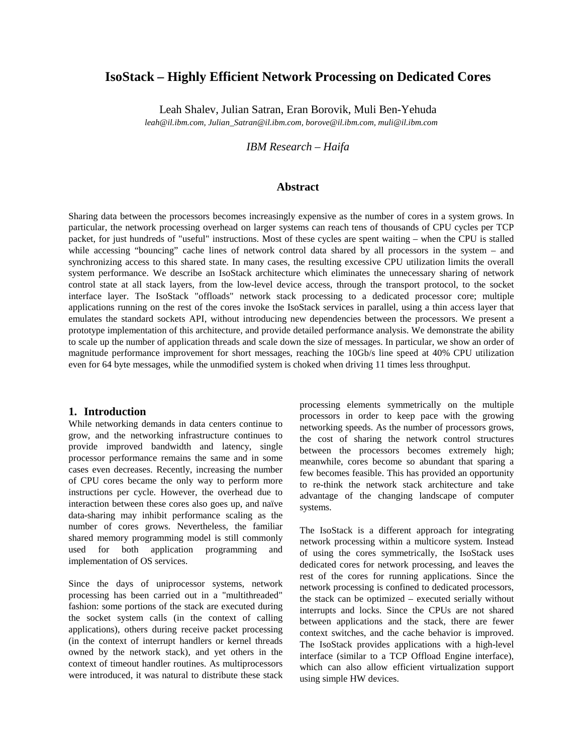# IsoStack – Highly Efficient Network Processing on Dedicated Cores

Leah Shalev, Julian Satran, Eran Borovik, Muli Ben-Yehuda

*leah@il.ibm.com, Julian_Satran@il.ibm.com, borove@il.ibm.com, muli@il.ibm.com*

*IBM Research – Haifa*

## Abstract

Sharing data between the processors becomes increasingly expensive as the number of cores in a system grows. In particular, the network processing overhead on larger systems can reach tens of thousands of CPU cycles per TCP packet, for just hundreds of "useful" instructions. Most of these cycles are spent waiting – when the CPU is stalled while accessing "bouncing" cache lines of network control data shared by all processors in the system – and synchronizing access to this shared state. In many cases, the resulting excessive CPU utilization limits the overall system performance. We describe an IsoStack architecture which eliminates the unnecessary sharing of network control state at all stack layers, from the low-level device access, through the transport protocol, to the socket interface layer. The IsoStack "offloads" network stack processing to a dedicated processor core; multiple applications running on the rest of the cores invoke the IsoStack services in parallel, using a thin access layer that emulates the standard sockets API, without introducing new dependencies between the processors. We present a prototype implementation of this architecture, and provide detailed performance analysis. We demonstrate the ability to scale up the number of application threads and scale down the size of messages. In particular, we show an order of magnitude performance improvement for short messages, reaching the 10Gb/s line speed at 40% CPU utilization even for 64 byte messages, while the unmodified system is choked when driving 11 times less throughput.

## 1. Introduction

While networking demands in data centers continue to grow, and the networking infrastructure continues to provide improved bandwidth and latency, single processor performance remains the same and in some cases even decreases. Recently, increasing the number of CPU cores became the only way to perform more instructions per cycle. However, the overhead due to interaction between these cores also goes up, and naïve data-sharing may inhibit performance scaling as the number of cores grows. Nevertheless, the familiar shared memory programming model is still commonly used for both application programming and implementation of OS services.

Since the days of uniprocessor systems, network processing has been carried out in a "multithreaded" fashion: some portions of the stack are executed during the socket system calls (in the context of calling applications), others during receive packet processing (in the context of interrupt handlers or kernel threads owned by the network stack), and yet others in the context of timeout handler routines. As multiprocessors were introduced, it was natural to distribute these stack processing elements symmetrically on the multiple processors in order to keep pace with the growing networking speeds. As the number of processors grows, the cost of sharing the network control structures between the processors becomes extremely high; meanwhile, cores become so abundant that sparing a few becomes feasible. This has provided an opportunity to re-think the network stack architecture and take advantage of the changing landscape of computer systems.

The IsoStack is a different approach for integrating network processing within a multicore system. Instead of using the cores symmetrically, the IsoStack uses dedicated cores for network processing, and leaves the rest of the cores for running applications. Since the network processing is confined to dedicated processors, the stack can be optimized – executed serially without interrupts and locks. Since the CPUs are not shared between applications and the stack, there are fewer context switches, and the cache behavior is improved. The IsoStack provides applications with a high-level interface (similar to a TCP Offload Engine interface), which can also allow efficient virtualization support using simple HW devices.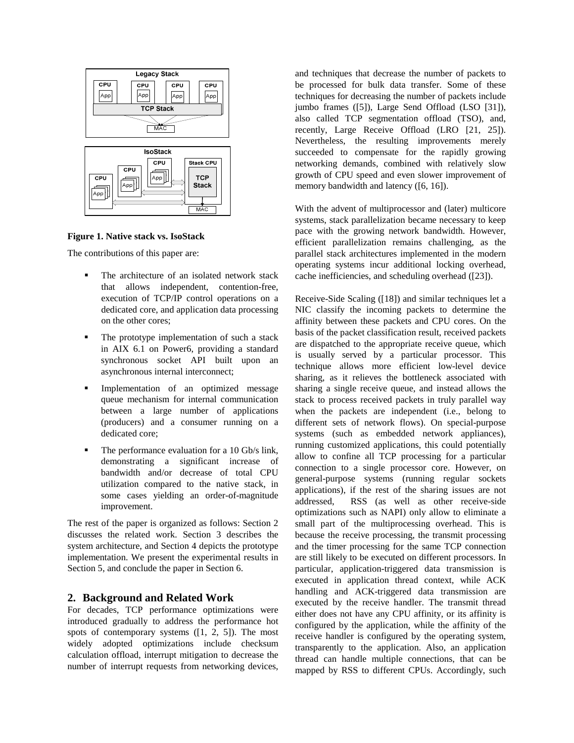**Figure 1. Native stack vs. IsoStack**

The contributions of this paper are:

- The architecture of an isolated network stack that allows independent, contention-free, execution of TCP/IP control operations on a dedicated core, and application data processing on the other cores;
- The prototype implementation of such a stack in AIX 6.1 on Power6, providing a standard synchronous socket API built upon an asynchronous internal interconnect;
- Implementation of an optimized message queue mechanism for internal communication between a large number of applications (producers) and a consumer running on a dedicated core;
- The performance evaluation for a 10 Gb/s link, demonstrating a significant increase of bandwidth and/or decrease of total CPU utilization compared to the native stack, in some cases yielding an order-of-magnitude improvement.

The rest of the paper is organized as follows: Section 2 discusses the related work. Section 3 describes the system architecture, and Section 4 depicts the prototype implementation. We present the experimental results in Section 5, and conclude the paper in Section 6.

## 2. Background and Related Work

For decades, TCP performance optimizations were introduced gradually to address the performance hot spots of contemporary systems ([1, 2, 5]). The most widely adopted optimizations include checksum calculation offload, interrupt mitigation to decrease the number of interrupt requests from networking devices, and techniques that decrease the number of packets to be processed for bulk data transfer. Some of these techniques for decreasing the number of packets include jumbo frames ([5]), Large Send Offload (LSO [31]), also called TCP segmentation offload (TSO), and, recently, Large Receive Offload (LRO [21, 25]). Nevertheless, the resulting improvements merely succeeded to compensate for the rapidly growing networking demands, combined with relatively slow growth of CPU speed and even slower improvement of memory bandwidth and latency ([6, 16]).

With the advent of multiprocessor and (later) multicore systems, stack parallelization became necessary to keep pace with the growing network bandwidth. However, efficient parallelization remains challenging, as the parallel stack architectures implemented in the modern operating systems incur additional locking overhead, cache inefficiencies, and scheduling overhead ([23]).

Receive-Side Scaling ([18]) and similar techniques let a NIC classify the incoming packets to determine the affinity between these packets and CPU cores. On the basis of the packet classification result, received packets are dispatched to the appropriate receive queue, which is usually served by a particular processor. This technique allows more efficient low-level device sharing, as it relieves the bottleneck associated with sharing a single receive queue, and instead allows the stack to process received packets in truly parallel way when the packets are independent (i.e., belong to different sets of network flows). On special-purpose systems (such as embedded network appliances), running customized applications, this could potentially allow to confine all TCP processing for a particular connection to a single processor core. However, on general-purpose systems (running regular sockets applications), if the rest of the sharing issues are not addressed, RSS (as well as other receive-side optimizations such as NAPI) only allow to eliminate a small part of the multiprocessing overhead. This is because the receive processing, the transmit processing and the timer processing for the same TCP connection are still likely to be executed on different processors. In particular, application-triggered data transmission is executed in application thread context, while ACK handling and ACK-triggered data transmission are executed by the receive handler. The transmit thread either does not have any CPU affinity, or its affinity is configured by the application, while the affinity of the receive handler is configured by the operating system, transparently to the application. Also, an application thread can handle multiple connections, that can be mapped by RSS to different CPUs. Accordingly, such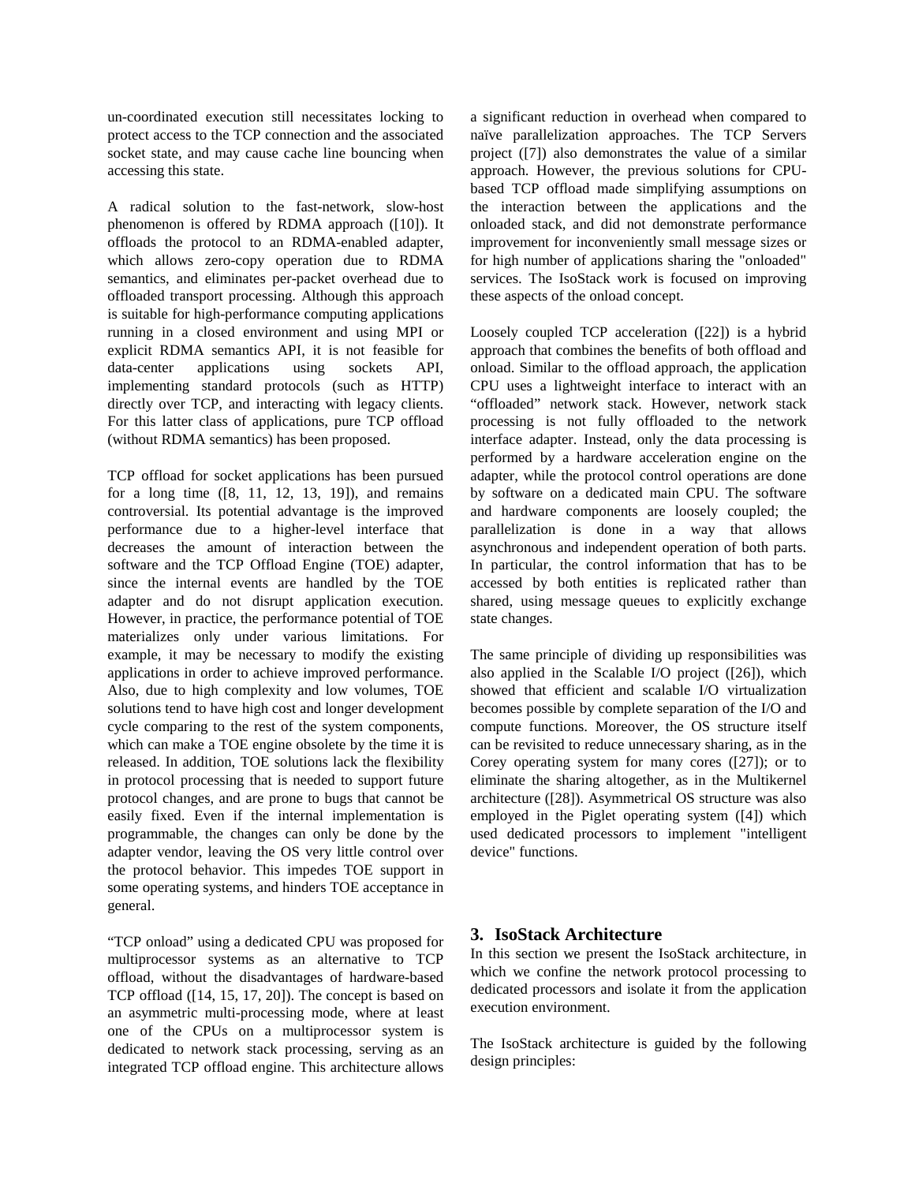un-coordinated execution still necessitates locking to protect access to the TCP connection and the associated socket state, and may cause cache line bouncing when accessing this state.

A radical solution to the fast-network, slow-host phenomenon is offered by RDMA approach ([10]). It offloads the protocol to an RDMA-enabled adapter, which allows zero-copy operation due to RDMA semantics, and eliminates per-packet overhead due to offloaded transport processing. Although this approach is suitable for high-performance computing applications running in a closed environment and using MPI or explicit RDMA semantics API, it is not feasible for data-center applications using sockets API, implementing standard protocols (such as HTTP) directly over TCP, and interacting with legacy clients. For this latter class of applications, pure TCP offload (without RDMA semantics) has been proposed.

TCP offload for socket applications has been pursued for a long time ([8, 11, 12, 13, 19]), and remains controversial. Its potential advantage is the improved performance due to a higher-level interface that decreases the amount of interaction between the software and the TCP Offload Engine (TOE) adapter, since the internal events are handled by the TOE adapter and do not disrupt application execution. However, in practice, the performance potential of TOE materializes only under various limitations. For example, it may be necessary to modify the existing applications in order to achieve improved performance. Also, due to high complexity and low volumes, TOE solutions tend to have high cost and longer development cycle comparing to the rest of the system components, which can make a TOE engine obsolete by the time it is released. In addition, TOE solutions lack the flexibility in protocol processing that is needed to support future protocol changes, and are prone to bugs that cannot be easily fixed. Even if the internal implementation is programmable, the changes can only be done by the adapter vendor, leaving the OS very little control over the protocol behavior. This impedes TOE support in some operating systems, and hinders TOE acceptance in general.

"TCP onload" using a dedicated CPU was proposed for multiprocessor systems as an alternative to TCP offload, without the disadvantages of hardware-based TCP offload ([14, 15, 17, 20]). The concept is based on an asymmetric multi-processing mode, where at least one of the CPUs on a multiprocessor system is dedicated to network stack processing, serving as an integrated TCP offload engine. This architecture allows a significant reduction in overhead when compared to naïve parallelization approaches. The TCP Servers project ([7]) also demonstrates the value of a similar approach. However, the previous solutions for CPU-based TCP offload made simplifying assumptions on the interaction between the applications and the onloaded stack, and did not demonstrate performance improvement for inconveniently small message sizes or for high number of applications sharing the "onloaded" services. The IsoStack work is focused on improving these aspects of the onload concept.

Loosely coupled TCP acceleration ([22]) is a hybrid approach that combines the benefits of both offload and onload. Similar to the offload approach, the application CPU uses a lightweight interface to interact with an "offloaded" network stack. However, network stack processing is not fully offloaded to the network interface adapter. Instead, only the data processing is performed by a hardware acceleration engine on the adapter, while the protocol control operations are done by software on a dedicated main CPU. The software and hardware components are loosely coupled; the parallelization is done in a way that allows asynchronous and independent operation of both parts. In particular, the control information that has to be accessed by both entities is replicated rather than shared, using message queues to explicitly exchange state changes.

The same principle of dividing up responsibilities was also applied in the Scalable I/O project ([26]), which showed that efficient and scalable I/O virtualization becomes possible by complete separation of the I/O and compute functions. Moreover, the OS structure itself can be revisited to reduce unnecessary sharing, as in the Corey operating system for many cores ([27]); or to eliminate the sharing altogether, as in the Multikernel architecture ([28]). Asymmetrical OS structure was also employed in the Piglet operating system ([4]) which used dedicated processors to implement "intelligent device" functions.

## 3. IsoStack Architecture

In this section we present the IsoStack architecture, in which we confine the network protocol processing to dedicated processors and isolate it from the application execution environment.

The IsoStack architecture is guided by the following design principles: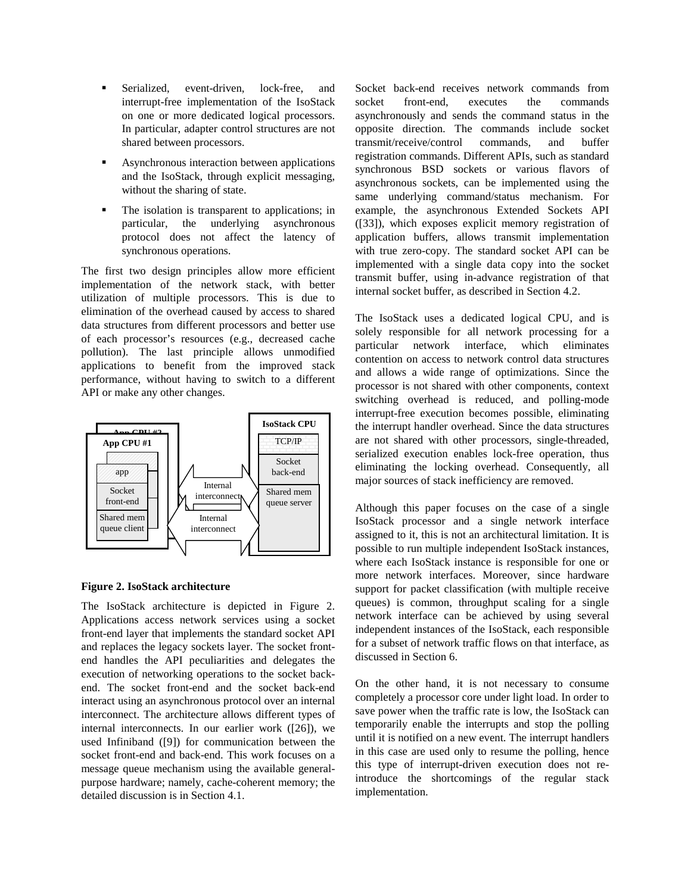- Serialized, event-driven, lock-free, and interrupt-free implementation of the IsoStack on one or more dedicated logical processors. In particular, adapter control structures are not shared between processors.
- Asynchronous interaction between applications and the IsoStack, through explicit messaging, without the sharing of state.
- The isolation is transparent to applications; in particular, the underlying asynchronous protocol does not affect the latency of synchronous operations.

The first two design principles allow more efficient implementation of the network stack, with better utilization of multiple processors. This is due to elimination of the overhead caused by access to shared data structures from different processors and better use of each processor's resources (e.g., decreased cache pollution). The last principle allows unmodified applications to benefit from the improved stack performance, without having to switch to a different API or make any other changes.

**Figure 2. IsoStack architecture**

The IsoStack architecture is depicted in Figure 2. Applications access network services using a socket front-end layer that implements the standard socket API and replaces the legacy sockets layer. The socket front-end handles the API peculiarities and delegates the execution of networking operations to the socket back-end. The socket front-end and the socket back-end interact using an asynchronous protocol over an internal interconnect. The architecture allows different types of internal interconnects. In our earlier work ([26]), we used Infiniband ([9]) for communication between the socket front-end and back-end. This work focuses on a message queue mechanism using the available general-purpose hardware; namely, cache-coherent memory; the detailed discussion is in Section 4.1.

Socket back-end receives network commands from socket front-end, executes the commands asynchronously and sends the command status in the opposite direction. The commands include socket transmit/receive/control commands, and buffer registration commands. Different APIs, such as standard synchronous BSD sockets or various flavors of asynchronous sockets, can be implemented using the same underlying command/status mechanism. For example, the asynchronous Extended Sockets API ([33]), which exposes explicit memory registration of application buffers, allows transmit implementation with true zero-copy. The standard socket API can be implemented with a single data copy into the socket transmit buffer, using in-advance registration of that internal socket buffer, as described in Section 4.2.

The IsoStack uses a dedicated logical CPU, and is solely responsible for all network processing for a particular network interface, which eliminates contention on access to network control data structures and allows a wide range of optimizations. Since the processor is not shared with other components, context switching overhead is reduced, and polling-mode interrupt-free execution becomes possible, eliminating the interrupt handler overhead. Since the data structures are not shared with other processors, single-threaded, serialized execution enables lock-free operation, thus eliminating the locking overhead. Consequently, all major sources of stack inefficiency are removed.

Although this paper focuses on the case of a single IsoStack processor and a single network interface assigned to it, this is not an architectural limitation. It is possible to run multiple independent IsoStack instances, where each IsoStack instance is responsible for one or more network interfaces. Moreover, since hardware support for packet classification (with multiple receive queues) is common, throughput scaling for a single network interface can be achieved by using several independent instances of the IsoStack, each responsible for a subset of network traffic flows on that interface, as discussed in Section 6.

On the other hand, it is not necessary to consume completely a processor core under light load. In order to save power when the traffic rate is low, the IsoStack can temporarily enable the interrupts and stop the polling until it is notified on a new event. The interrupt handlers in this case are used only to resume the polling, hence this type of interrupt-driven execution does not re-introduce the shortcomings of the regular stack implementation.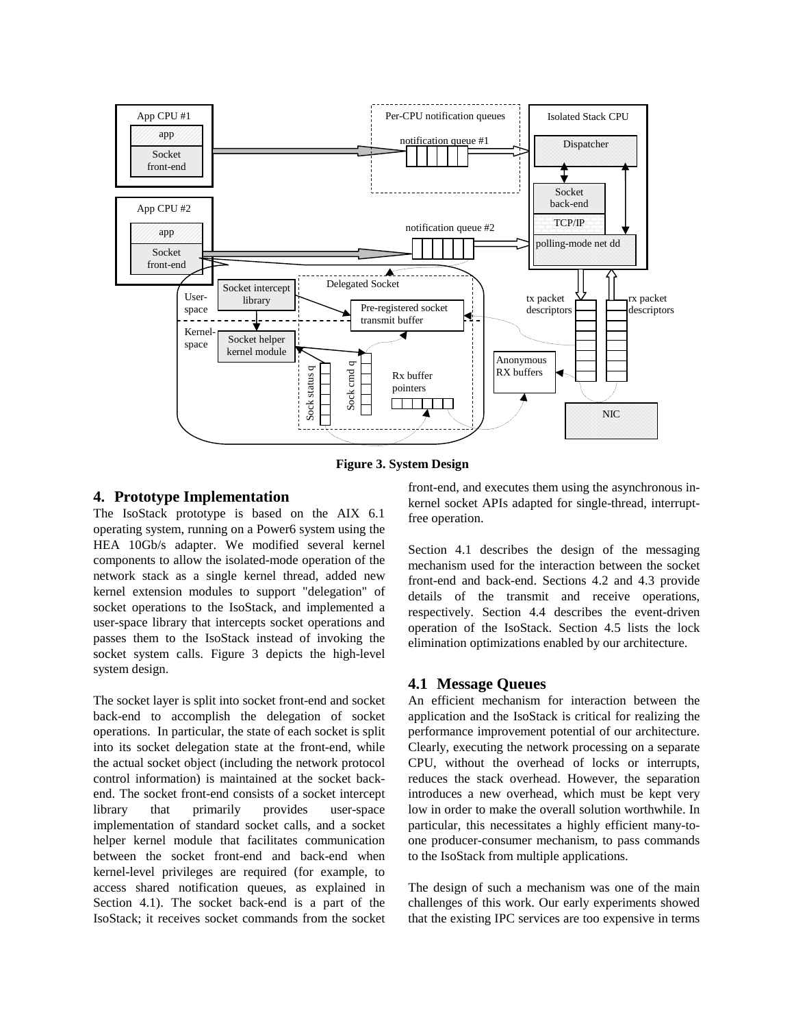**Figure 3. System Design**

## 4. Prototype Implementation

The IsoStack prototype is based on the AIX 6.1 operating system, running on a Power6 system using the HEA 10Gb/s adapter. We modified several kernel components to allow the isolated-mode operation of the network stack as a single kernel thread, added new kernel extension modules to support "delegation" of socket operations to the IsoStack, and implemented a user-space library that intercepts socket operations and passes them to the IsoStack instead of invoking the socket system calls. Figure 3 depicts the high-level system design.

The socket layer is split into socket front-end and socket back-end to accomplish the delegation of socket operations. In particular, the state of each socket is split into its socket delegation state at the front-end, while the actual socket object (including the network protocol control information) is maintained at the socket back-end. The socket front-end consists of a socket intercept library that primarily provides user-space implementation of standard socket calls, and a socket helper kernel module that facilitates communication between the socket front-end and back-end when kernel-level privileges are required (for example, to access shared notification queues, as explained in Section 4.1). The socket back-end is a part of the IsoStack; it receives socket commands from the socket front-end, and executes them using the asynchronous in-kernel socket APIs adapted for single-thread, interrupt-free operation.

Section 4.1 describes the design of the messaging mechanism used for the interaction between the socket front-end and back-end. Sections 4.2 and 4.3 provide details of the transmit and receive operations, respectively. Section 4.4 describes the event-driven operation of the IsoStack. Section 4.5 lists the lock elimination optimizations enabled by our architecture.

### 4.1 Message Queues

An efficient mechanism for interaction between the application and the IsoStack is critical for realizing the performance improvement potential of our architecture. Clearly, executing the network processing on a separate CPU, without the overhead of locks or interrupts, reduces the stack overhead. However, the separation introduces a new overhead, which must be kept very low in order to make the overall solution worthwhile. In particular, this necessitates a highly efficient many-to-one producer-consumer mechanism, to pass commands to the IsoStack from multiple applications.

The design of such a mechanism was one of the main challenges of this work. Our early experiments showed that the existing IPC services are too expensive in terms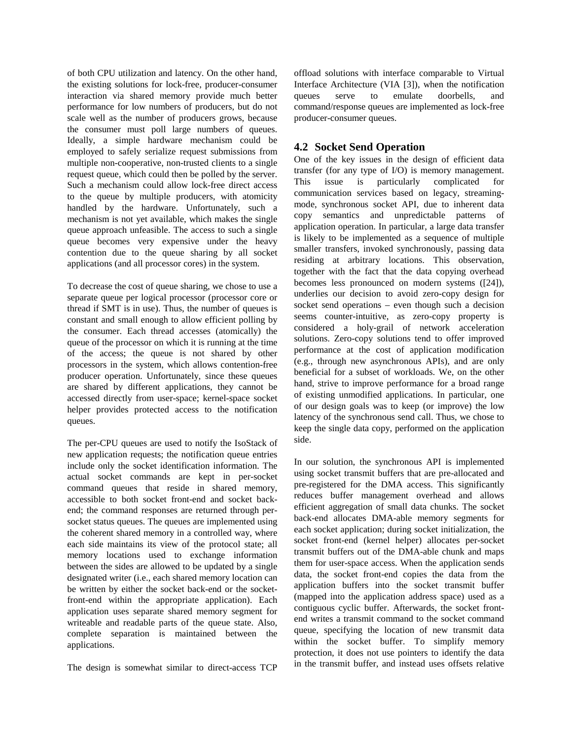of both CPU utilization and latency. On the other hand, the existing solutions for lock-free, producer-consumer interaction via shared memory provide much better performance for low numbers of producers, but do not scale well as the number of producers grows, because the consumer must poll large numbers of queues. Ideally, a simple hardware mechanism could be employed to safely serialize request submissions from multiple non-cooperative, non-trusted clients to a single request queue, which could then be polled by the server. Such a mechanism could allow lock-free direct access to the queue by multiple producers, with atomicity handled by the hardware. Unfortunately, such a mechanism is not yet available, which makes the single queue approach unfeasible. The access to such a single queue becomes very expensive under the heavy contention due to the queue sharing by all socket applications (and all processor cores) in the system.

To decrease the cost of queue sharing, we chose to use a separate queue per logical processor (processor core or thread if SMT is in use). Thus, the number of queues is constant and small enough to allow efficient polling by the consumer. Each thread accesses (atomically) the queue of the processor on which it is running at the time of the access; the queue is not shared by other processors in the system, which allows contention-free producer operation. Unfortunately, since these queues are shared by different applications, they cannot be accessed directly from user-space; kernel-space socket helper provides protected access to the notification queues.

The per-CPU queues are used to notify the IsoStack of new application requests; the notification queue entries include only the socket identification information. The actual socket commands are kept in per-socket command queues that reside in shared memory, accessible to both socket front-end and socket back-end; the command responses are returned through per-socket status queues. The queues are implemented using the coherent shared memory in a controlled way, where each side maintains its view of the protocol state; all memory locations used to exchange information between the sides are allowed to be updated by a single designated writer (i.e., each shared memory location can be written by either the socket back-end or the socket-front-end within the appropriate application). Each application uses separate shared memory segment for writeable and readable parts of the queue state. Also, complete separation is maintained between the applications.

The design is somewhat similar to direct-access TCP offload solutions with interface comparable to Virtual Interface Architecture (VIA [3]), when the notification queues serve to emulate doorbells, and command/response queues are implemented as lock-free producer-consumer queues.

## 4.2 Socket Send Operation

One of the key issues in the design of efficient data transfer (for any type of I/O) is memory management. This issue is particularly complicated for communication services based on legacy, streaming-mode, synchronous socket API, due to inherent data copy semantics and unpredictable patterns of application operation. In particular, a large data transfer is likely to be implemented as a sequence of multiple smaller transfers, invoked synchronously, passing data residing at arbitrary locations. This observation, together with the fact that the data copying overhead becomes less pronounced on modern systems ([24]), underlies our decision to avoid zero-copy design for socket send operations – even though such a decision seems counter-intuitive, as zero-copy property is considered a holy-grail of network acceleration solutions. Zero-copy solutions tend to offer improved performance at the cost of application modification (e.g., through new asynchronous APIs), and are only beneficial for a subset of workloads. We, on the other hand, strive to improve performance for a broad range of existing unmodified applications. In particular, one of our design goals was to keep (or improve) the low latency of the synchronous send call. Thus, we chose to keep the single data copy, performed on the application side.

In our solution, the synchronous API is implemented using socket transmit buffers that are pre-allocated and pre-registered for the DMA access. This significantly reduces buffer management overhead and allows efficient aggregation of small data chunks. The socket back-end allocates DMA-able memory segments for each socket application; during socket initialization, the socket front-end (kernel helper) allocates per-socket transmit buffers out of the DMA-able chunk and maps them for user-space access. When the application sends data, the socket front-end copies the data from the application buffers into the socket transmit buffer (mapped into the application address space) used as a contiguous cyclic buffer. Afterwards, the socket front-end writes a transmit command to the socket command queue, specifying the location of new transmit data within the socket buffer. To simplify memory protection, it does not use pointers to identify the data in the transmit buffer, and instead uses offsets relative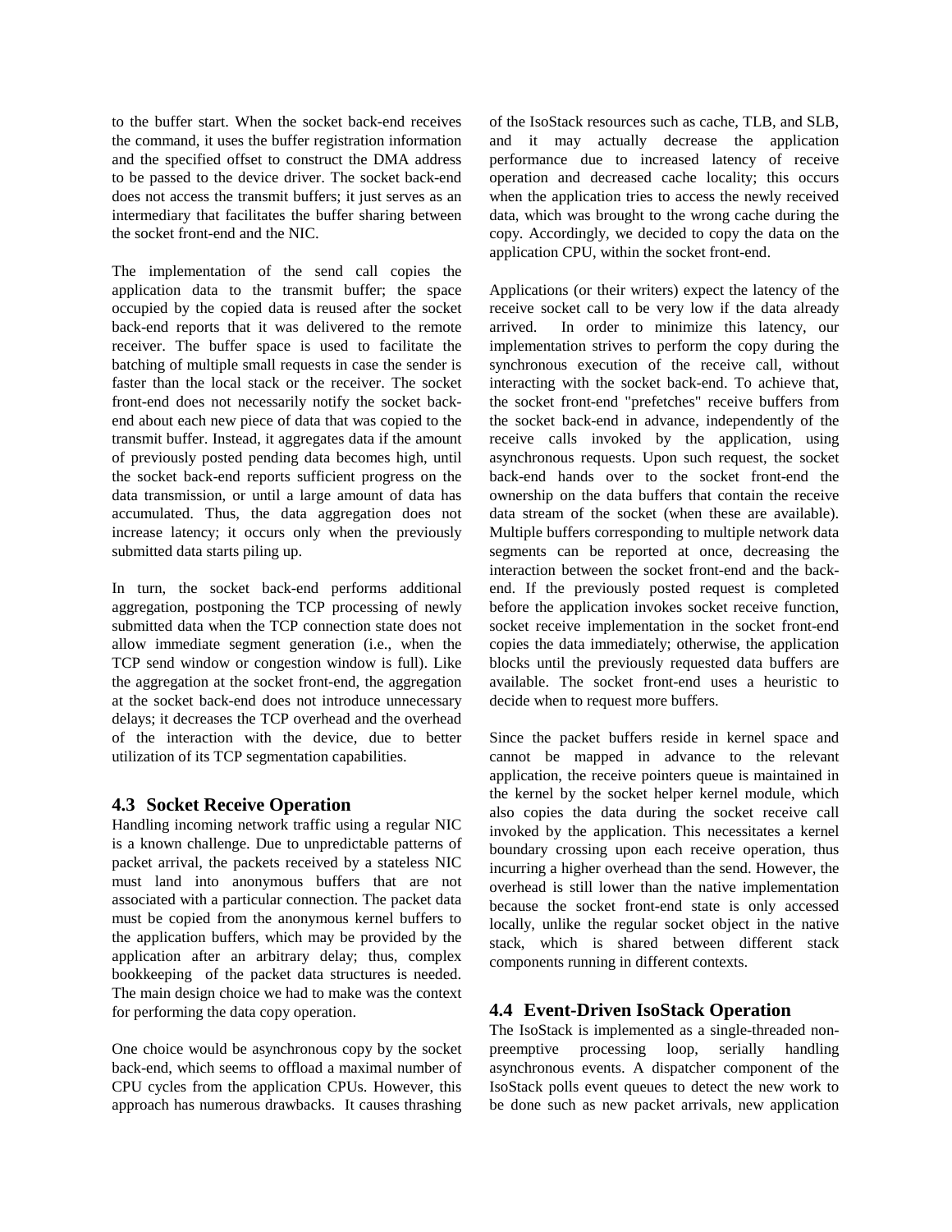to the buffer start. When the socket back-end receives the command, it uses the buffer registration information and the specified offset to construct the DMA address to be passed to the device driver. The socket back-end does not access the transmit buffers; it just serves as an intermediary that facilitates the buffer sharing between the socket front-end and the NIC.

The implementation of the send call copies the application data to the transmit buffer; the space occupied by the copied data is reused after the socket back-end reports that it was delivered to the remote receiver. The buffer space is used to facilitate the batching of multiple small requests in case the sender is faster than the local stack or the receiver. The socket front-end does not necessarily notify the socket back-end about each new piece of data that was copied to the transmit buffer. Instead, it aggregates data if the amount of previously posted pending data becomes high, until the socket back-end reports sufficient progress on the data transmission, or until a large amount of data has accumulated. Thus, the data aggregation does not increase latency; it occurs only when the previously submitted data starts piling up.

In turn, the socket back-end performs additional aggregation, postponing the TCP processing of newly submitted data when the TCP connection state does not allow immediate segment generation (i.e., when the TCP send window or congestion window is full). Like the aggregation at the socket front-end, the aggregation at the socket back-end does not introduce unnecessary delays; it decreases the TCP overhead and the overhead of the interaction with the device, due to better utilization of its TCP segmentation capabilities.

## 4.3 Socket Receive Operation

Handling incoming network traffic using a regular NIC is a known challenge. Due to unpredictable patterns of packet arrival, the packets received by a stateless NIC must land into anonymous buffers that are not associated with a particular connection. The packet data must be copied from the anonymous kernel buffers to the application buffers, which may be provided by the application after an arbitrary delay; thus, complex bookkeeping of the packet data structures is needed. The main design choice we had to make was the context for performing the data copy operation.

One choice would be asynchronous copy by the socket back-end, which seems to offload a maximal number of CPU cycles from the application CPUs. However, this approach has numerous drawbacks. It causes thrashing of the IsoStack resources such as cache, TLB, and SLB, and it may actually decrease the application performance due to increased latency of receive operation and decreased cache locality; this occurs when the application tries to access the newly received data, which was brought to the wrong cache during the copy. Accordingly, we decided to copy the data on the application CPU, within the socket front-end.

Applications (or their writers) expect the latency of the receive socket call to be very low if the data already arrived. In order to minimize this latency, our implementation strives to perform the copy during the synchronous execution of the receive call, without interacting with the socket back-end. To achieve that, the socket front-end "prefetches" receive buffers from the socket back-end in advance, independently of the receive calls invoked by the application, using asynchronous requests. Upon such request, the socket back-end hands over to the socket front-end the ownership on the data buffers that contain the receive data stream of the socket (when these are available). Multiple buffers corresponding to multiple network data segments can be reported at once, decreasing the interaction between the socket front-end and the back-end. If the previously posted request is completed before the application invokes socket receive function, socket receive implementation in the socket front-end copies the data immediately; otherwise, the application blocks until the previously requested data buffers are available. The socket front-end uses a heuristic to decide when to request more buffers.

Since the packet buffers reside in kernel space and cannot be mapped in advance to the relevant application, the receive pointers queue is maintained in the kernel by the socket helper kernel module, which also copies the data during the socket receive call invoked by the application. This necessitates a kernel boundary crossing upon each receive operation, thus incurring a higher overhead than the send. However, the overhead is still lower than the native implementation because the socket front-end state is only accessed locally, unlike the regular socket object in the native stack, which is shared between different stack components running in different contexts.

## 4.4 Event-Driven IsoStack Operation

The IsoStack is implemented as a single-threaded non-preemptive processing loop, serially handling asynchronous events. A dispatcher component of the IsoStack polls event queues to detect the new work to be done such as new packet arrivals, new application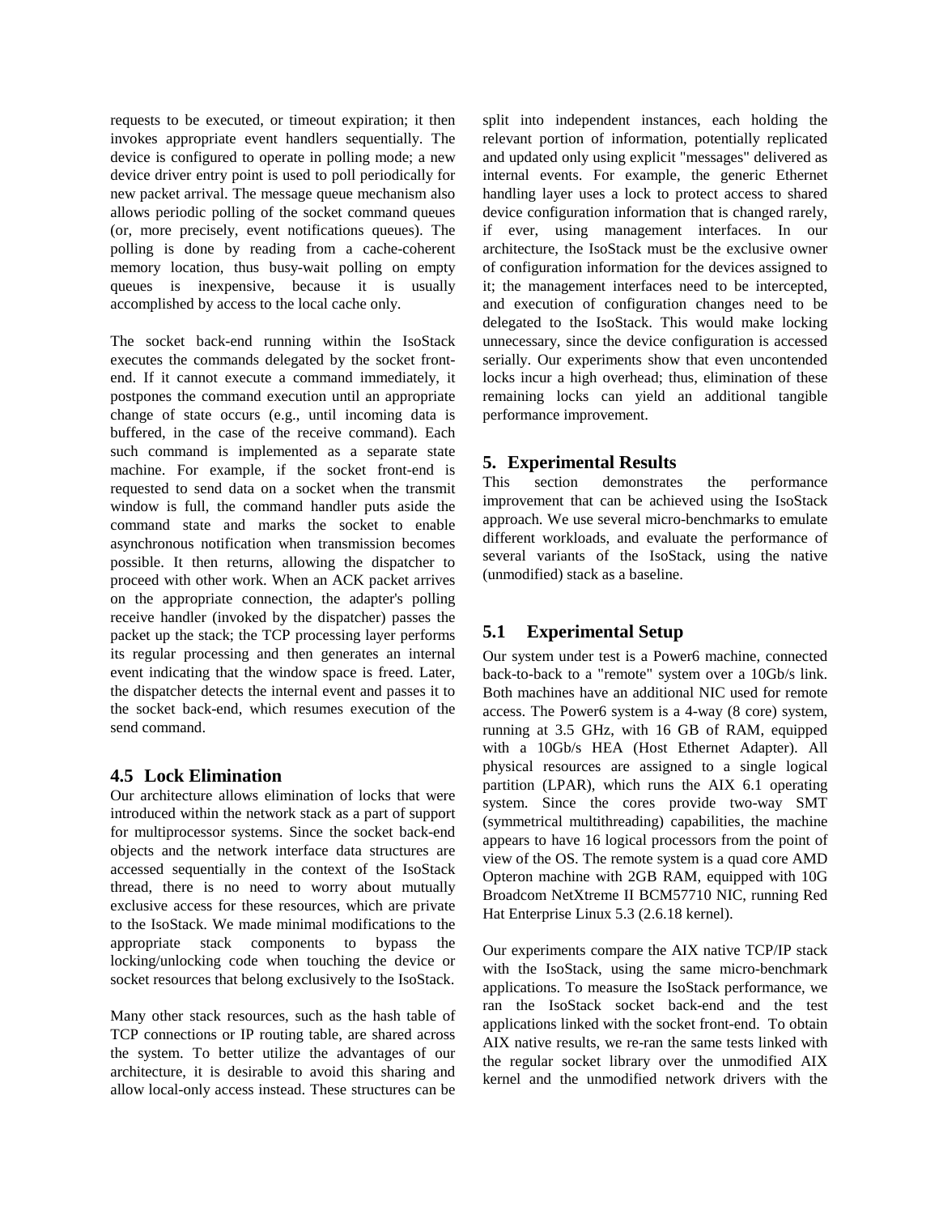requests to be executed, or timeout expiration; it then invokes appropriate event handlers sequentially. The device is configured to operate in polling mode; a new device driver entry point is used to poll periodically for new packet arrival. The message queue mechanism also allows periodic polling of the socket command queues (or, more precisely, event notifications queues). The polling is done by reading from a cache-coherent memory location, thus busy-wait polling on empty queues is inexpensive, because it is usually accomplished by access to the local cache only.

The socket back-end running within the IsoStack executes the commands delegated by the socket front-end. If it cannot execute a command immediately, it postpones the command execution until an appropriate change of state occurs (e.g., until incoming data is buffered, in the case of the receive command). Each such command is implemented as a separate state machine. For example, if the socket front-end is requested to send data on a socket when the transmit window is full, the command handler puts aside the command state and marks the socket to enable asynchronous notification when transmission becomes possible. It then returns, allowing the dispatcher to proceed with other work. When an ACK packet arrives on the appropriate connection, the adapter's polling receive handler (invoked by the dispatcher) passes the packet up the stack; the TCP processing layer performs its regular processing and then generates an internal event indicating that the window space is freed. Later, the dispatcher detects the internal event and passes it to the socket back-end, which resumes execution of the send command.

### 4.5 Lock Elimination

Our architecture allows elimination of locks that were introduced within the network stack as a part of support for multiprocessor systems. Since the socket back-end objects and the network interface data structures are accessed sequentially in the context of the IsoStack thread, there is no need to worry about mutually exclusive access for these resources, which are private to the IsoStack. We made minimal modifications to the appropriate stack components to bypass the locking/unlocking code when touching the device or socket resources that belong exclusively to the IsoStack.

Many other stack resources, such as the hash table of TCP connections or IP routing table, are shared across the system. To better utilize the advantages of our architecture, it is desirable to avoid this sharing and allow local-only access instead. These structures can be split into independent instances, each holding the relevant portion of information, potentially replicated and updated only using explicit "messages" delivered as internal events. For example, the generic Ethernet handling layer uses a lock to protect access to shared device configuration information that is changed rarely, if ever, using management interfaces. In our architecture, the IsoStack must be the exclusive owner of configuration information for the devices assigned to it; the management interfaces need to be intercepted, and execution of configuration changes need to be delegated to the IsoStack. This would make locking unnecessary, since the device configuration is accessed serially. Our experiments show that even uncontended locks incur a high overhead; thus, elimination of these remaining locks can yield an additional tangible performance improvement.

## 5. Experimental Results

This section demonstrates the performance improvement that can be achieved using the IsoStack approach. We use several micro-benchmarks to emulate different workloads, and evaluate the performance of several variants of the IsoStack, using the native (unmodified) stack as a baseline.

### 5.1 Experimental Setup

Our system under test is a Power6 machine, connected back-to-back to a "remote" system over a 10Gb/s link. Both machines have an additional NIC used for remote access. The Power6 system is a 4-way (8 core) system, running at 3.5 GHz, with 16 GB of RAM, equipped with a 10Gb/s HEA (Host Ethernet Adapter). All physical resources are assigned to a single logical partition (LPAR), which runs the AIX 6.1 operating system. Since the cores provide two-way SMT (symmetrical multithreading) capabilities, the machine appears to have 16 logical processors from the point of view of the OS. The remote system is a quad core AMD Opteron machine with 2GB RAM, equipped with 10G Broadcom NetXtreme II BCM57710 NIC, running Red Hat Enterprise Linux 5.3 (2.6.18 kernel).

Our experiments compare the AIX native TCP/IP stack with the IsoStack, using the same micro-benchmark applications. To measure the IsoStack performance, we ran the IsoStack socket back-end and the test applications linked with the socket front-end. To obtain AIX native results, we re-ran the same tests linked with the regular socket library over the unmodified AIX kernel and the unmodified network drivers with the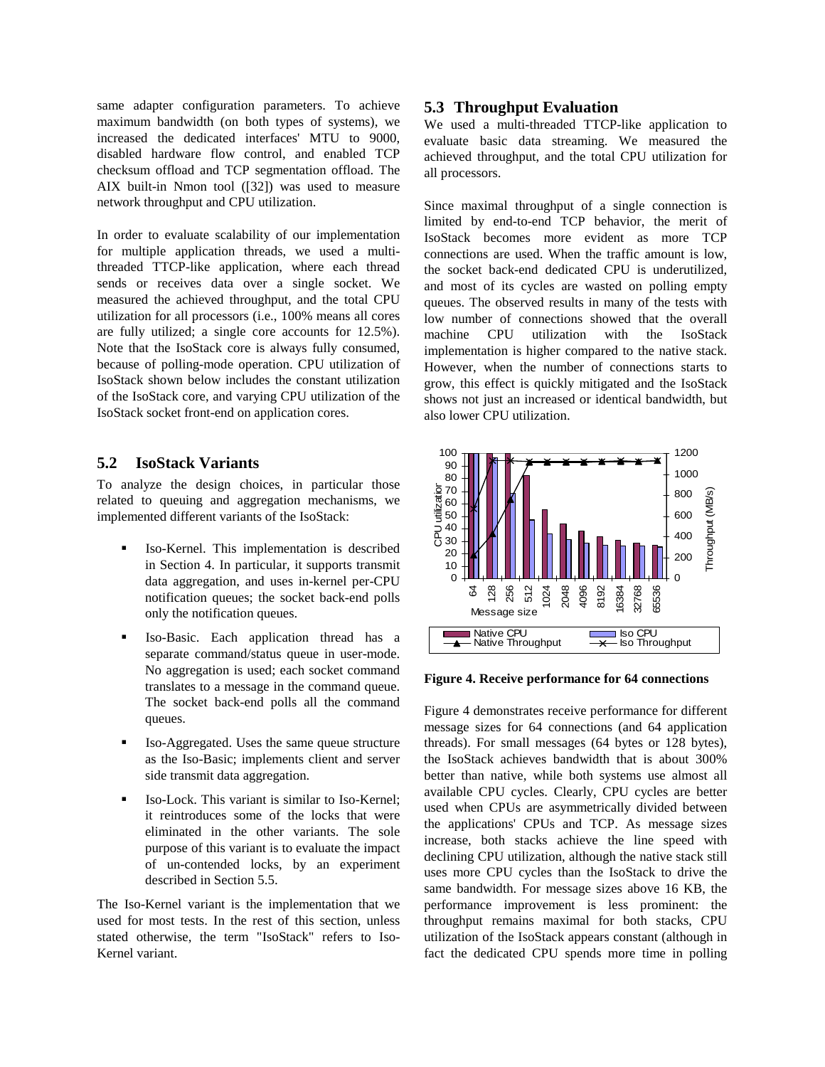same adapter configuration parameters. To achieve maximum bandwidth (on both types of systems), we increased the dedicated interfaces' MTU to 9000, disabled hardware flow control, and enabled TCP checksum offload and TCP segmentation offload. The AIX built-in Nmon tool ([32]) was used to measure network throughput and CPU utilization.

In order to evaluate scalability of our implementation for multiple application threads, we used a multi-threaded TTCP-like application, where each thread sends or receives data over a single socket. We measured the achieved throughput, and the total CPU utilization for all processors (i.e., 100% means all cores are fully utilized; a single core accounts for 12.5%). Note that the IsoStack core is always fully consumed, because of polling-mode operation. CPU utilization of IsoStack shown below includes the constant utilization of the IsoStack core, and varying CPU utilization of the IsoStack socket front-end on application cores.

## 5.2 IsoStack Variants

To analyze the design choices, in particular those related to queuing and aggregation mechanisms, we implemented different variants of the IsoStack:

- Iso-Kernel. This implementation is described in Section 4. In particular, it supports transmit data aggregation, and uses in-kernel per-CPU notification queues; the socket back-end polls only the notification queues.
- Iso-Basic. Each application thread has a separate command/status queue in user-mode. No aggregation is used; each socket command translates to a message in the command queue. The socket back-end polls all the command queues.
- Iso-Aggregated. Uses the same queue structure as the Iso-Basic; implements client and server side transmit data aggregation.
- Iso-Lock. This variant is similar to Iso-Kernel; it reintroduces some of the locks that were eliminated in the other variants. The sole purpose of this variant is to evaluate the impact of un-contended locks, by an experiment described in Section 5.5.

The Iso-Kernel variant is the implementation that we used for most tests. In the rest of this section, unless stated otherwise, the term "IsoStack" refers to Iso-Kernel variant.

## 5.3 Throughput Evaluation

We used a multi-threaded TTCP-like application to evaluate basic data streaming. We measured the achieved throughput, and the total CPU utilization for all processors.

Since maximal throughput of a single connection is limited by end-to-end TCP behavior, the merit of IsoStack becomes more evident as more TCP connections are used. When the traffic amount is low, the socket back-end dedicated CPU is underutilized, and most of its cycles are wasted on polling empty queues. The observed results in many of the tests with low number of connections showed that the overall machine CPU utilization with the IsoStack implementation is higher compared to the native stack. However, when the number of connections starts to grow, this effect is quickly mitigated and the IsoStack shows not just an increased or identical bandwidth, but also lower CPU utilization.

**Figure 4. Receive performance for 64 connections**

Figure 4 demonstrates receive performance for different message sizes for 64 connections (and 64 application threads). For small messages (64 bytes or 128 bytes), the IsoStack achieves bandwidth that is about 300% better than native, while both systems use almost all available CPU cycles. Clearly, CPU cycles are better used when CPUs are asymmetrically divided between the applications' CPUs and TCP. As message sizes increase, both stacks achieve the line speed with declining CPU utilization, although the native stack still uses more CPU cycles than the IsoStack to drive the same bandwidth. For message sizes above 16 KB, the performance improvement is less prominent: the throughput remains maximal for both stacks, CPU utilization of the IsoStack appears constant (although in fact the dedicated CPU spends more time in polling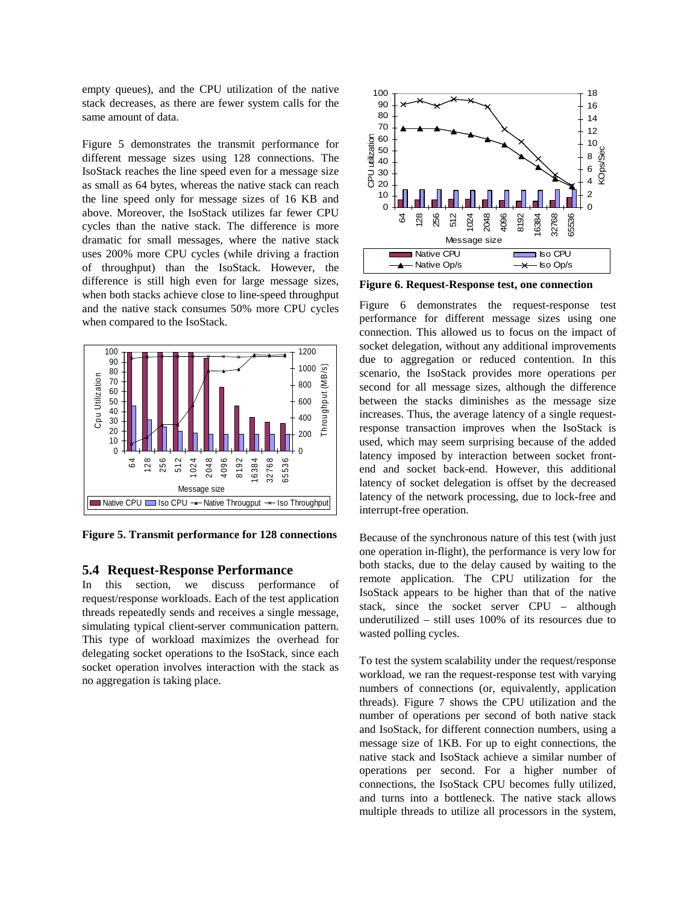empty queues), and the CPU utilization of the native stack decreases, as there are fewer system calls for the same amount of data.

Figure 5 demonstrates the transmit performance for different message sizes using 128 connections. The IsoStack reaches the line speed even for a message size as small as 64 bytes, whereas the native stack can reach the line speed only for message sizes of 16 KB and above. Moreover, the IsoStack utilizes far fewer CPU cycles than the native stack. The difference is more dramatic for small messages, where the native stack uses 200% more CPU cycles (while driving a fraction of throughput) than the IsoStack. However, the difference is still high even for large message sizes, when both stacks achieve close to line-speed throughput and the native stack consumes 50% more CPU cycles when compared to the IsoStack.

**Figure 5. Transmit performance for 128 connections**

## 5.4 Request-Response Performance

In this section, we discuss performance of request/response workloads. Each of the test application threads repeatedly sends and receives a single message, simulating typical client-server communication pattern. This type of workload maximizes the overhead for delegating socket operations to the IsoStack, since each socket operation involves interaction with the stack as no aggregation is taking place.

**Figure 6. Request-Response test, one connection**

Figure 6 demonstrates the request-response test performance for different message sizes using one connection. This allowed us to focus on the impact of socket delegation, without any additional improvements due to aggregation or reduced contention. In this scenario, the IsoStack provides more operations per second for all message sizes, although the difference between the stacks diminishes as the message size increases. Thus, the average latency of a single request-response transaction improves when the IsoStack is used, which may seem surprising because of the added latency imposed by interaction between socket front-end and socket back-end. However, this additional latency of socket delegation is offset by the decreased latency of the network processing, due to lock-free and interrupt-free operation.

Because of the synchronous nature of this test (with just one operation in-flight), the performance is very low for both stacks, due to the delay caused by waiting to the remote application. The CPU utilization for the IsoStack appears to be higher than that of the native stack, since the socket server CPU – although underutilized – still uses 100% of its resources due to wasted polling cycles.

To test the system scalability under the request/response workload, we ran the request-response test with varying numbers of connections (or, equivalently, application threads). Figure 7 shows the CPU utilization and the number of operations per second of both native stack and IsoStack, for different connection numbers, using a message size of 1KB. For up to eight connections, the native stack and IsoStack achieve a similar number of operations per second. For a higher number of connections, the IsoStack CPU becomes fully utilized, and turns into a bottleneck. The native stack allows multiple threads to utilize all processors in the system,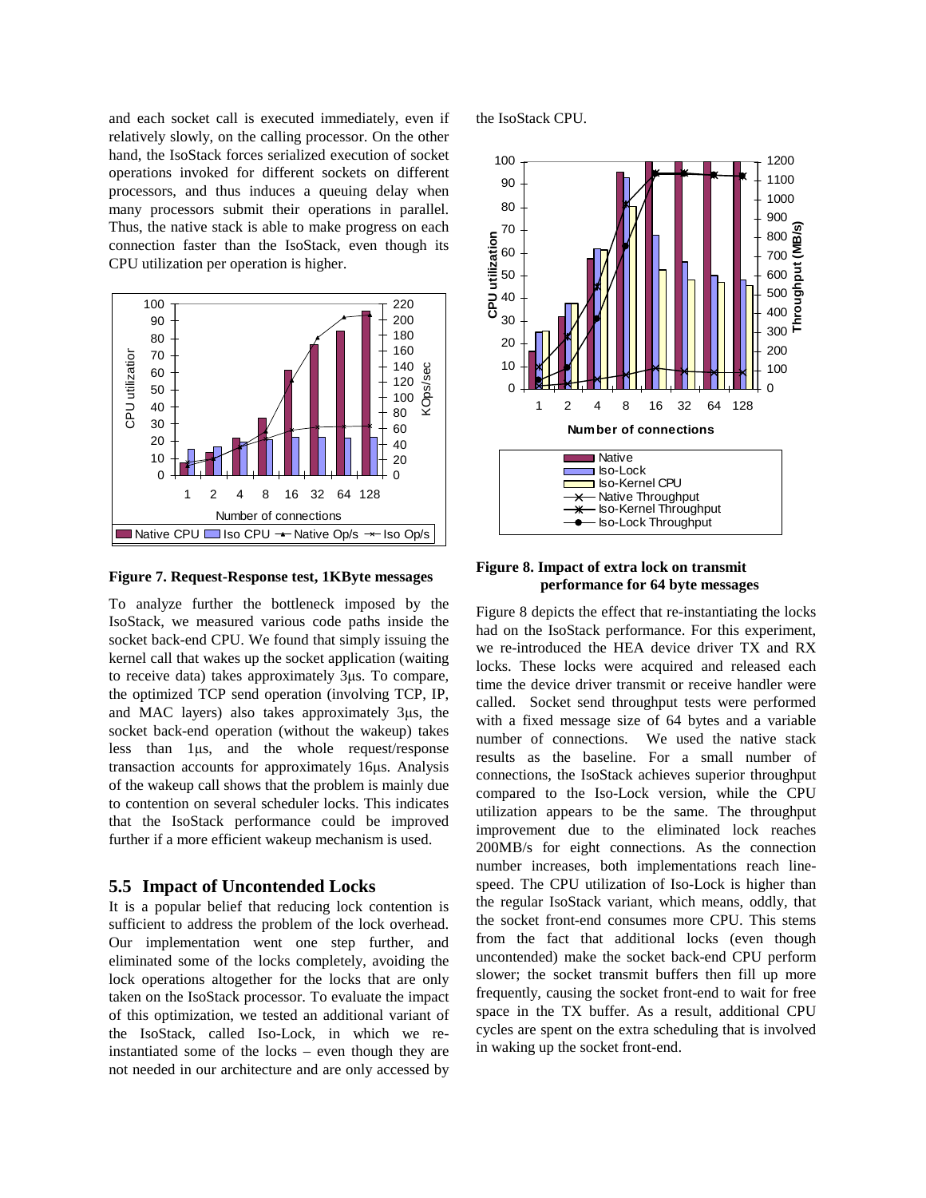and each socket call is executed immediately, even if relatively slowly, on the calling processor. On the other hand, the IsoStack forces serialized execution of socket operations invoked for different sockets on different processors, and thus induces a queuing delay when many processors submit their operations in parallel. Thus, the native stack is able to make progress on each connection faster than the IsoStack, even though its CPU utilization per operation is higher.

**Figure 7. Request-Response test, 1KByte messages**

To analyze further the bottleneck imposed by the IsoStack, we measured various code paths inside the socket back-end CPU. We found that simply issuing the kernel call that wakes up the socket application (waiting to receive data) takes approximately 3μs. To compare, the optimized TCP send operation (involving TCP, IP, and MAC layers) also takes approximately 3μs, the socket back-end operation (without the wakeup) takes less than 1μs, and the whole request/response transaction accounts for approximately 16μs. Analysis of the wakeup call shows that the problem is mainly due to contention on several scheduler locks. This indicates that the IsoStack performance could be improved further if a more efficient wakeup mechanism is used.

## 5.5 Impact of Uncontended Locks

It is a popular belief that reducing lock contention is sufficient to address the problem of the lock overhead. Our implementation went one step further, and eliminated some of the locks completely, avoiding the lock operations altogether for the locks that are only taken on the IsoStack processor. To evaluate the impact of this optimization, we tested an additional variant of the IsoStack, called Iso-Lock, in which we re-instantiated some of the locks – even though they are not needed in our architecture and are only accessed by the IsoStack CPU.

**Figure 8. Impact of extra lock on transmit performance for 64 byte messages**

Figure 8 depicts the effect that re-instantiating the locks had on the IsoStack performance. For this experiment, we re-introduced the HEA device driver TX and RX locks. These locks were acquired and released each time the device driver transmit or receive handler were called. Socket send throughput tests were performed with a fixed message size of 64 bytes and a variable number of connections. We used the native stack results as the baseline. For a small number of connections, the IsoStack achieves superior throughput compared to the Iso-Lock version, while the CPU utilization appears to be the same. The throughput improvement due to the eliminated lock reaches 200MB/s for eight connections. As the connection number increases, both implementations reach line-speed. The CPU utilization of Iso-Lock is higher than the regular IsoStack variant, which means, oddly, that the socket front-end consumes more CPU. This stems from the fact that additional locks (even though uncontended) make the socket back-end CPU perform slower; the socket transmit buffers then fill up more frequently, causing the socket front-end to wait for free space in the TX buffer. As a result, additional CPU cycles are spent on the extra scheduling that is involved in waking up the socket front-end.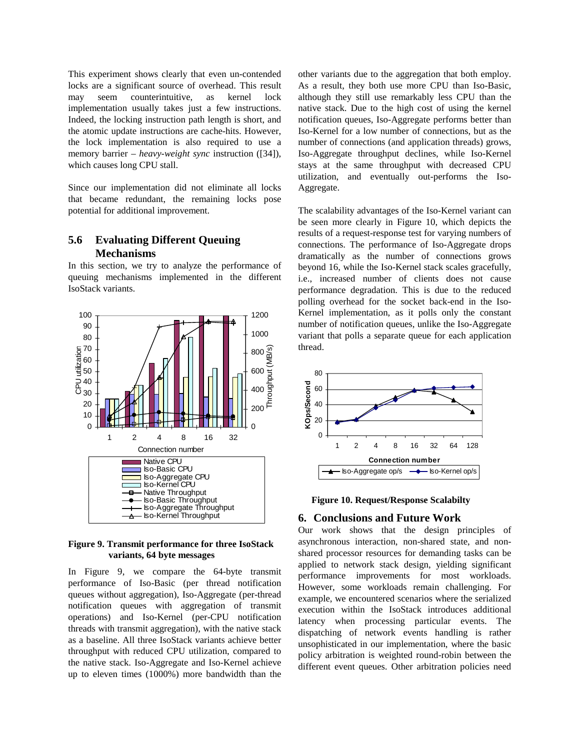This experiment shows clearly that even un-contended locks are a significant source of overhead. This result may seem counterintuitive, as kernel lock implementation usually takes just a few instructions. Indeed, the locking instruction path length is short, and the atomic update instructions are cache-hits. However, the lock implementation is also required to use a memory barrier – *heavy-weight sync* instruction ([34]), which causes long CPU stall.

Since our implementation did not eliminate all locks that became redundant, the remaining locks pose potential for additional improvement.

## 5.6 Evaluating Different Queuing Mechanisms

In this section, we try to analyze the performance of queuing mechanisms implemented in the different IsoStack variants.

**Figure 9. Transmit performance for three IsoStack variants, 64 byte messages**

In Figure 9, we compare the 64-byte transmit performance of Iso-Basic (per thread notification queues without aggregation), Iso-Aggregate (per-thread notification queues with aggregation of transmit operations) and Iso-Kernel (per-CPU notification threads with transmit aggregation), with the native stack as a baseline. All three IsoStack variants achieve better throughput with reduced CPU utilization, compared to the native stack. Iso-Aggregate and Iso-Kernel achieve up to eleven times (1000%) more bandwidth than the other variants due to the aggregation that both employ. As a result, they both use more CPU than Iso-Basic, although they still use remarkably less CPU than the native stack. Due to the high cost of using the kernel notification queues, Iso-Aggregate performs better than Iso-Kernel for a low number of connections, but as the number of connections (and application threads) grows, Iso-Aggregate throughput declines, while Iso-Kernel stays at the same throughput with decreased CPU utilization, and eventually out-performs the Iso-Aggregate.

The scalability advantages of the Iso-Kernel variant can be seen more clearly in Figure 10, which depicts the results of a request-response test for varying numbers of connections. The performance of Iso-Aggregate drops dramatically as the number of connections grows beyond 16, while the Iso-Kernel stack scales gracefully, i.e., increased number of clients does not cause performance degradation. This is due to the reduced polling overhead for the socket back-end in the Iso-Kernel implementation, as it polls only the constant number of notification queues, unlike the Iso-Aggregate variant that polls a separate queue for each application thread.

**Figure 10. Request/Response Scalabilty**

# 6. Conclusions and Future Work

Our work shows that the design principles of asynchronous interaction, non-shared state, and non-shared processor resources for demanding tasks can be applied to network stack design, yielding significant performance improvements for most workloads. However, some workloads remain challenging. For example, we encountered scenarios where the serialized execution within the IsoStack introduces additional latency when processing particular events. The dispatching of network events handling is rather unsophisticated in our implementation, where the basic policy arbitration is weighted round-robin between the different event queues. Other arbitration policies need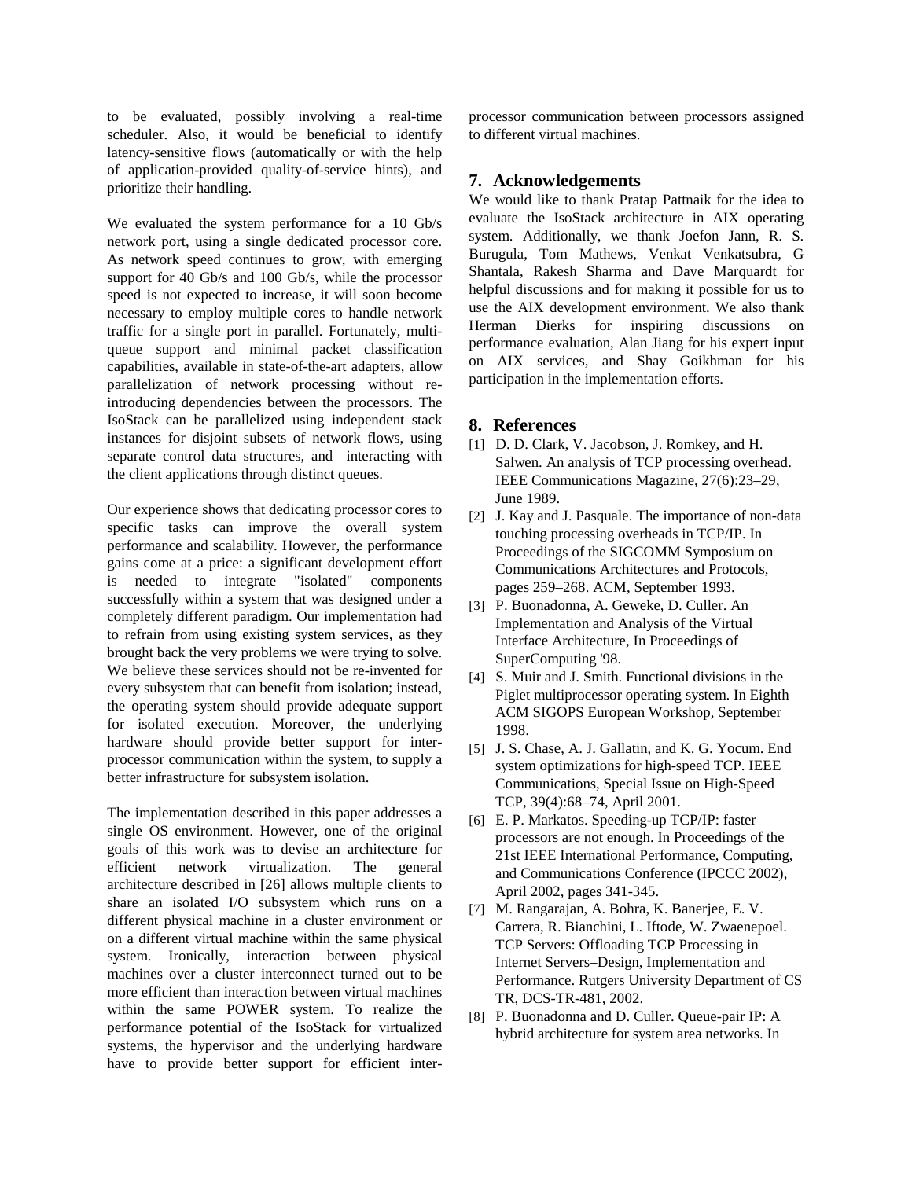to be evaluated, possibly involving a real-time scheduler. Also, it would be beneficial to identify latency-sensitive flows (automatically or with the help of application-provided quality-of-service hints), and prioritize their handling.

We evaluated the system performance for a 10 Gb/s network port, using a single dedicated processor core. As network speed continues to grow, with emerging support for 40 Gb/s and 100 Gb/s, while the processor speed is not expected to increase, it will soon become necessary to employ multiple cores to handle network traffic for a single port in parallel. Fortunately, multi-queue support and minimal packet classification capabilities, available in state-of-the-art adapters, allow parallelization of network processing without re-introducing dependencies between the processors. The IsoStack can be parallelized using independent stack instances for disjoint subsets of network flows, using separate control data structures, and interacting with the client applications through distinct queues.

Our experience shows that dedicating processor cores to specific tasks can improve the overall system performance and scalability. However, the performance gains come at a price: a significant development effort is needed to integrate "isolated" components successfully within a system that was designed under a completely different paradigm. Our implementation had to refrain from using existing system services, as they brought back the very problems we were trying to solve. We believe these services should not be re-invented for every subsystem that can benefit from isolation; instead, the operating system should provide adequate support for isolated execution. Moreover, the underlying hardware should provide better support for inter-processor communication within the system, to supply a better infrastructure for subsystem isolation.

The implementation described in this paper addresses a single OS environment. However, one of the original goals of this work was to devise an architecture for efficient network virtualization. The general architecture described in [26] allows multiple clients to share an isolated I/O subsystem which runs on a different physical machine in a cluster environment or on a different virtual machine within the same physical system. Ironically, interaction between physical machines over a cluster interconnect turned out to be more efficient than interaction between virtual machines within the same POWER system. To realize the performance potential of the IsoStack for virtualized systems, the hypervisor and the underlying hardware have to provide better support for efficient inter-processor communication between processors assigned to different virtual machines.

## 7. Acknowledgements

We would like to thank Pratap Pattnaik for the idea to evaluate the IsoStack architecture in AIX operating system. Additionally, we thank Joefon Jann, R. S. Burugula, Tom Mathews, Venkat Venkatsubra, G Shantala, Rakesh Sharma and Dave Marquardt for helpful discussions and for making it possible for us to use the AIX development environment. We also thank Herman Dierks for inspiring discussions on performance evaluation, Alan Jiang for his expert input on AIX services, and Shay Goikhman for his participation in the implementation efforts.

## 8. References

[1] D. D. Clark, V. Jacobson, J. Romkey, and H. Salwen. An analysis of TCP processing overhead. IEEE Communications Magazine, 27(6):23–29, June 1989.

[2] J. Kay and J. Pasquale. The importance of non-data touching processing overheads in TCP/IP. In Proceedings of the SIGCOMM Symposium on Communications Architectures and Protocols, pages 259–268. ACM, September 1993.

[3] P. Buonadonna, A. Geweke, D. Culler. An Implementation and Analysis of the Virtual Interface Architecture, In Proceedings of SuperComputing '98.

[4] S. Muir and J. Smith. Functional divisions in the Piglet multiprocessor operating system. In Eighth ACM SIGOPS European Workshop, September 1998.

[5] J. S. Chase, A. J. Gallatin, and K. G. Yocum. End system optimizations for high-speed TCP. IEEE Communications, Special Issue on High-Speed TCP, 39(4):68–74, April 2001.

[6] E. P. Markatos. Speeding-up TCP/IP: faster processors are not enough. In Proceedings of the 21st IEEE International Performance, Computing, and Communications Conference (IPCCC 2002), April 2002, pages 341-345.

[7] M. Rangarajan, A. Bohra, K. Banerjee, E. V. Carrera, R. Bianchini, L. Iftode, W. Zwaenepoel. TCP Servers: Offloading TCP Processing in Internet Servers–Design, Implementation and Performance. Rutgers University Department of CS TR, DCS-TR-481, 2002.

[8] P. Buonadonna and D. Culler. Queue-pair IP: A hybrid architecture for system area networks. In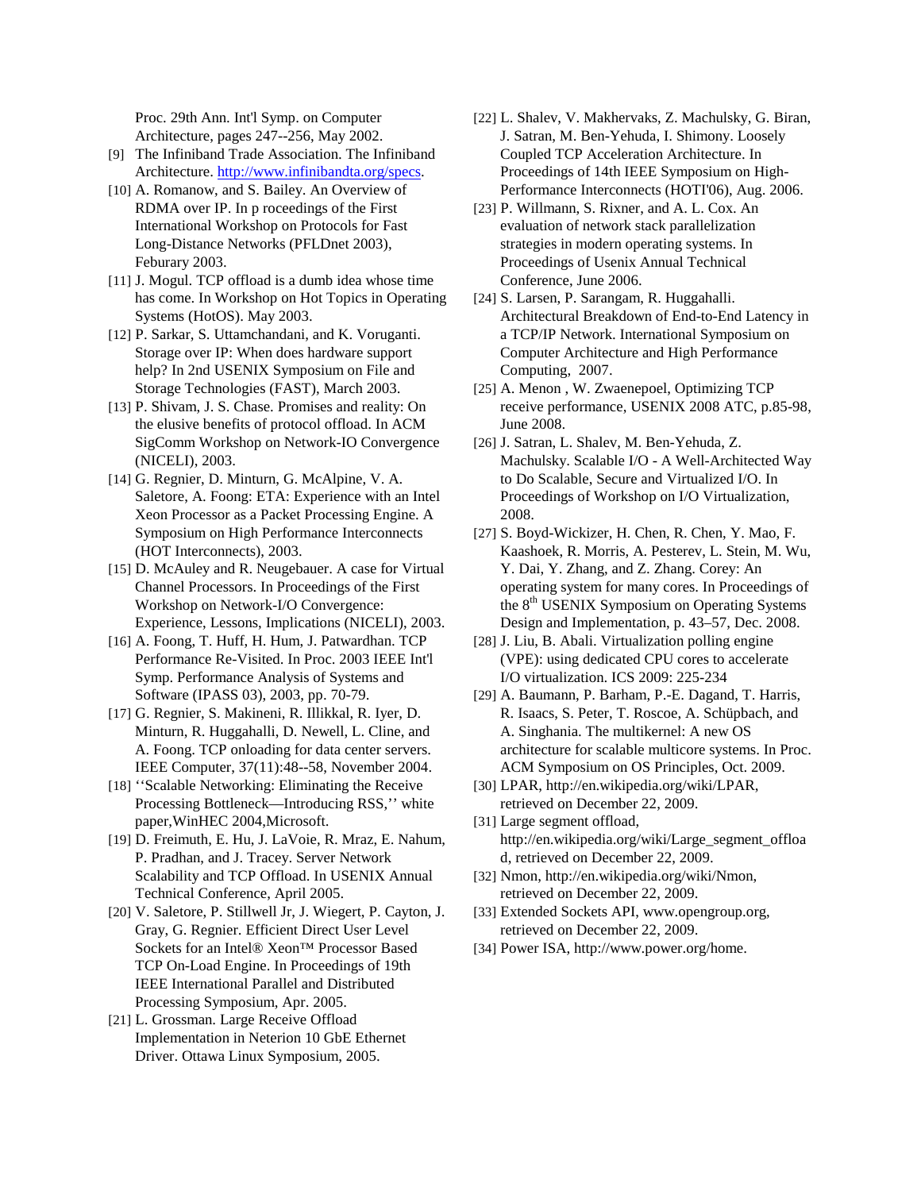Proc. 29th Ann. Int'l Symp. on Computer Architecture, pages 247--256, May 2002.

[9] The Infiniband Trade Association. The Infiniband Architecture. http://www.infinibandta.org/specs.

[10] A. Romanow, and S. Bailey. An Overview of RDMA over IP. In p roceedings of the First International Workshop on Protocols for Fast Long-Distance Networks (PFLDnet 2003), Feburary 2003.

[11] J. Mogul. TCP offload is a dumb idea whose time has come. In Workshop on Hot Topics in Operating Systems (HotOS). May 2003.

[12] P. Sarkar, S. Uttamchandani, and K. Voruganti. Storage over IP: When does hardware support help? In 2nd USENIX Symposium on File and Storage Technologies (FAST), March 2003.

[13] P. Shivam, J. S. Chase. Promises and reality: On the elusive benefits of protocol offload. In ACM SigComm Workshop on Network-IO Convergence (NICELI), 2003.

[14] G. Regnier, D. Minturn, G. McAlpine, V. A. Saletore, A. Foong: ETA: Experience with an Intel Xeon Processor as a Packet Processing Engine. A Symposium on High Performance Interconnects (HOT Interconnects), 2003.

[15] D. McAuley and R. Neugebauer. A case for Virtual Channel Processors. In Proceedings of the First Workshop on Network-I/O Convergence: Experience, Lessons, Implications (NICELI), 2003.

[16] A. Foong, T. Huff, H. Hum, J. Patwardhan. TCP Performance Re-Visited. In Proc. 2003 IEEE Int'l Symp. Performance Analysis of Systems and Software (IPASS 03), 2003, pp. 70-79.

[17] G. Regnier, S. Makineni, R. Illikkal, R. Iyer, D. Minturn, R. Huggahalli, D. Newell, L. Cline, and A. Foong. TCP onloading for data center servers. IEEE Computer, 37(11):48--58, November 2004.

[18] ''Scalable Networking: Eliminating the Receive Processing Bottleneck—Introducing RSS,'' white paper,WinHEC 2004,Microsoft.

[19] D. Freimuth, E. Hu, J. LaVoie, R. Mraz, E. Nahum, P. Pradhan, and J. Tracey. Server Network Scalability and TCP Offload. In USENIX Annual Technical Conference, April 2005.

[20] V. Saletore, P. Stillwell Jr, J. Wiegert, P. Cayton, J. Gray, G. Regnier. Efficient Direct User Level Sockets for an Intel® Xeon™ Processor Based TCP On-Load Engine. In Proceedings of 19th IEEE International Parallel and Distributed Processing Symposium, Apr. 2005.

[21] L. Grossman. Large Receive Offload Implementation in Neterion 10 GbE Ethernet Driver. Ottawa Linux Symposium, 2005.

[22] L. Shalev, V. Makhervaks, Z. Machulsky, G. Biran, J. Satran, M. Ben-Yehuda, I. Shimony. Loosely Coupled TCP Acceleration Architecture. In Proceedings of 14th IEEE Symposium on High-Performance Interconnects (HOTI'06), Aug. 2006.

[23] P. Willmann, S. Rixner, and A. L. Cox. An evaluation of network stack parallelization strategies in modern operating systems. In Proceedings of Usenix Annual Technical Conference, June 2006.

[24] S. Larsen, P. Sarangam, R. Huggahalli. Architectural Breakdown of End-to-End Latency in a TCP/IP Network. International Symposium on Computer Architecture and High Performance Computing, 2007.

[25] A. Menon , W. Zwaenepoel, Optimizing TCP receive performance, USENIX 2008 ATC, p.85-98, June 2008.

[26] J. Satran, L. Shalev, M. Ben-Yehuda, Z. Machulsky. Scalable I/O - A Well-Architected Way to Do Scalable, Secure and Virtualized I/O. In Proceedings of Workshop on I/O Virtualization, 2008.

[27] S. Boyd-Wickizer, H. Chen, R. Chen, Y. Mao, F. Kaashoek, R. Morris, A. Pesterev, L. Stein, M. Wu, Y. Dai, Y. Zhang, and Z. Zhang. Corey: An operating system for many cores. In Proceedings of the 8th USENIX Symposium on Operating Systems Design and Implementation, p. 43–57, Dec. 2008.

[28] J. Liu, B. Abali. Virtualization polling engine (VPE): using dedicated CPU cores to accelerate I/O virtualization. ICS 2009: 225-234

[29] A. Baumann, P. Barham, P.-E. Dagand, T. Harris, R. Isaacs, S. Peter, T. Roscoe, A. Schüpbach, and A. Singhania. The multikernel: A new OS architecture for scalable multicore systems. In Proc. ACM Symposium on OS Principles, Oct. 2009.

[30] LPAR, http://en.wikipedia.org/wiki/LPAR, retrieved on December 22, 2009.

[31] Large segment offload, http://en.wikipedia.org/wiki/Large_segment_offload, retrieved on December 22, 2009.

[32] Nmon, http://en.wikipedia.org/wiki/Nmon, retrieved on December 22, 2009.

[33] Extended Sockets API, www.opengroup.org, retrieved on December 22, 2009.

[34] Power ISA, http://www.power.org/home.